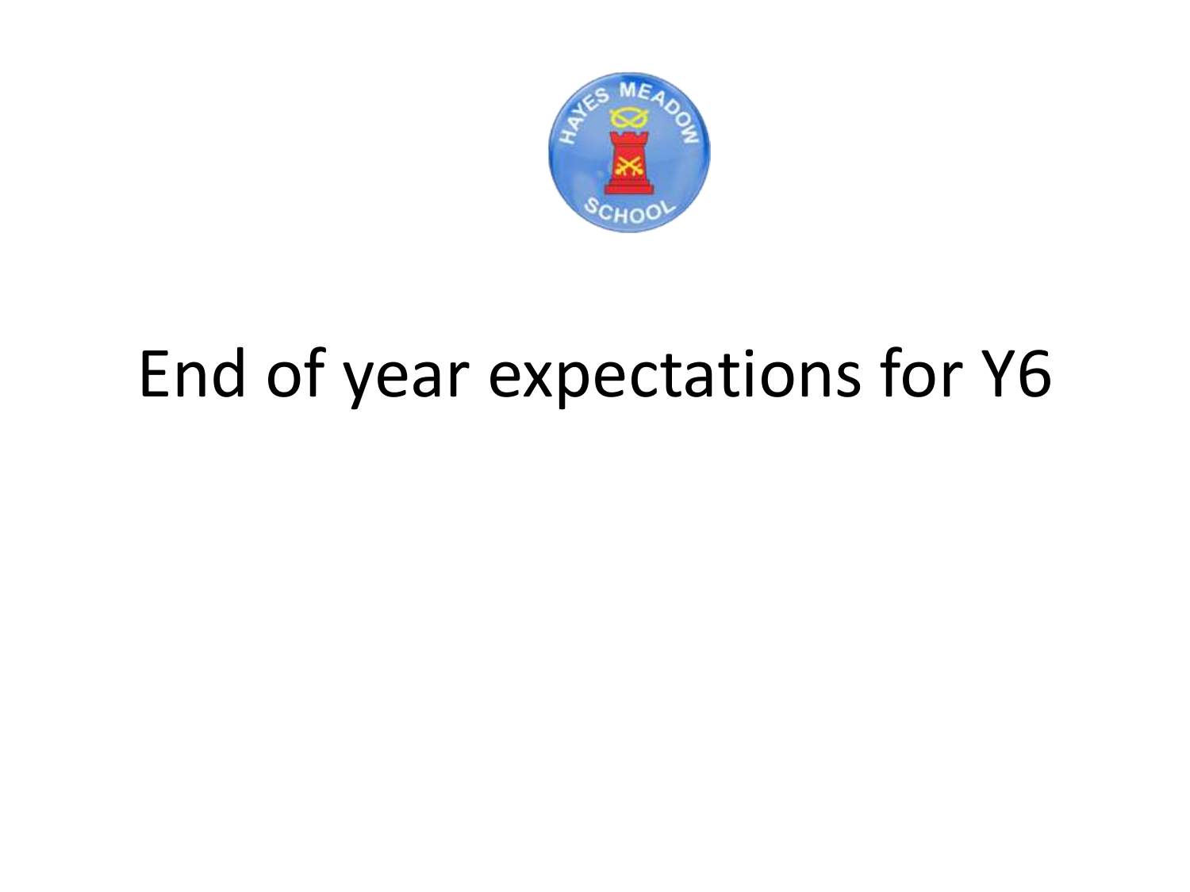# End of year expectations for Y6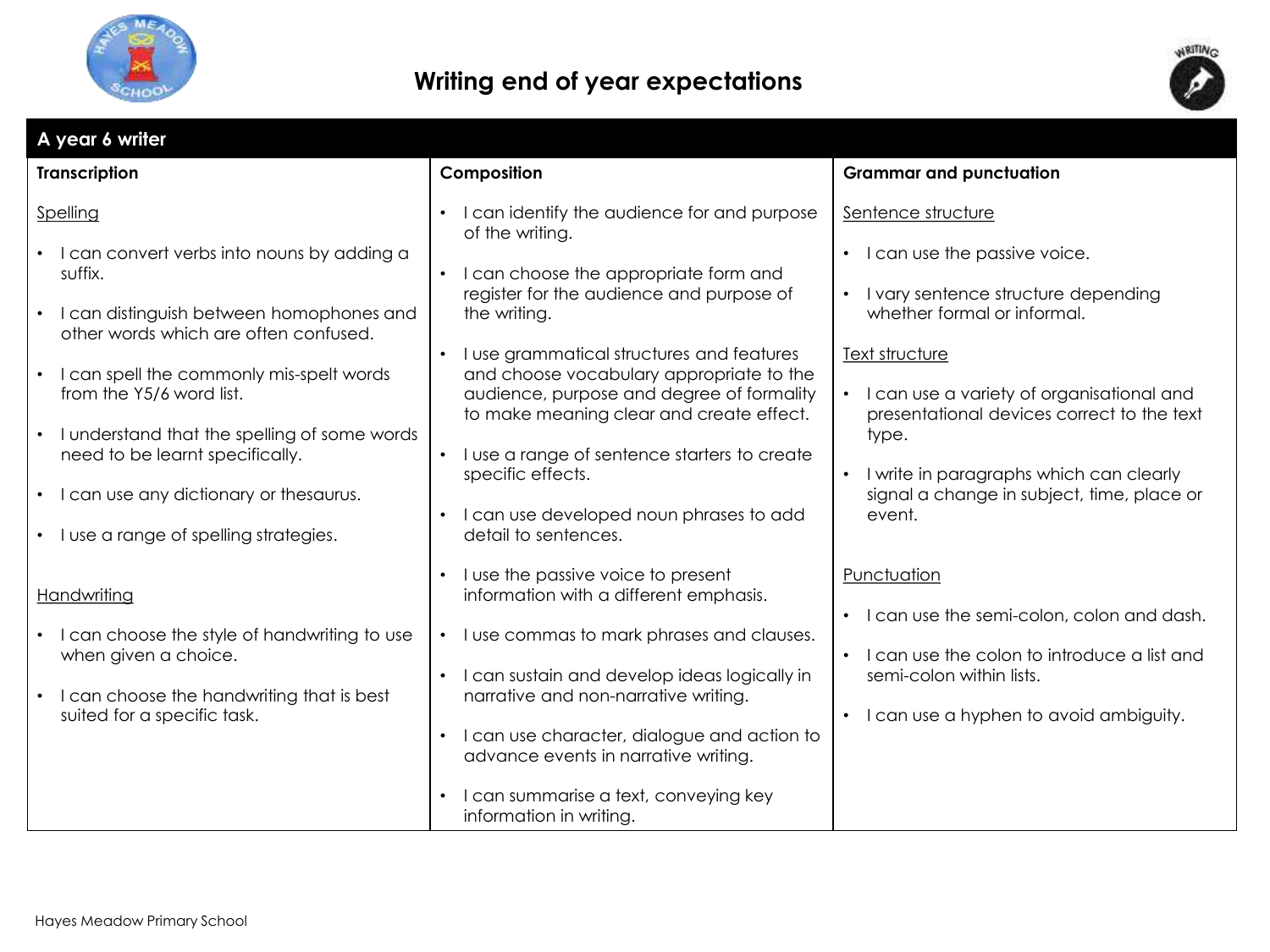# Writing end of year expectations

## A year 6 writer

### Transcription

Spelling

- I can convert verbs into nouns by adding a suffix.
- I can distinguish between homophones and other words which are often confused.
- I can spell the commonly mis-spelt words from the Y5/6 word list.
- I understand that the spelling of some words need to be learnt specifically.
- I can use any dictionary or thesaurus.
- I use a range of spelling strategies.

Handwriting

- I can choose the style of handwriting to use when given a choice.
- I can choose the handwriting that is best suited for a specific task.

### Composition

- I can identify the audience for and purpose of the writing.
- I can choose the appropriate form and register for the audience and purpose of the writing.
- I use grammatical structures and features and choose vocabulary appropriate to the audience, purpose and degree of formality to make meaning clear and create effect.
- I use a range of sentence starters to create specific effects.
- I can use developed noun phrases to add detail to sentences.
- I use the passive voice to present information with a different emphasis.
- I use commas to mark phrases and clauses.
- I can sustain and develop ideas logically in narrative and non-narrative writing.
- I can use character, dialogue and action to advance events in narrative writing.
- I can summarise a text, conveying key information in writing.

### Grammar and punctuation

Sentence structure

- I can use the passive voice.
- I vary sentence structure depending whether formal or informal.

Text structure

- I can use a variety of organisational and presentational devices correct to the text type.
- I write in paragraphs which can clearly signal a change in subject, time, place or event.

Punctuation

- I can use the semi-colon, colon and dash.
- I can use the colon to introduce a list and semi-colon within lists.
- I can use a hyphen to avoid ambiguity.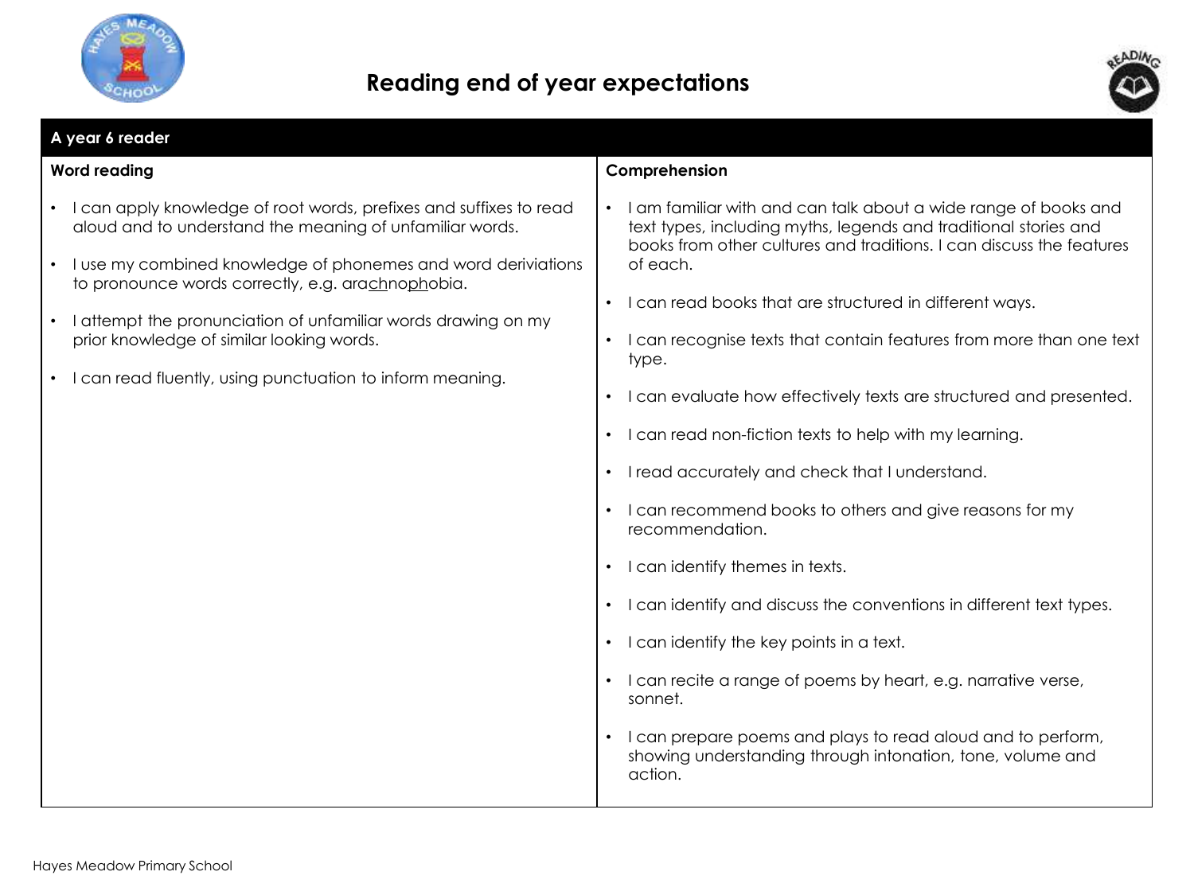# Reading end of year expectations

| A year 6 reader | |
|---|---|
| **Word reading** | **Comprehension** |
| • I can apply knowledge of root words, prefixes and suffixes to read aloud and to understand the meaning of unfamiliar words.<br><br>• I use my combined knowledge of phonemes and word deriviations to pronounce words correctly, e.g. ara<u>ch</u>no<u>ph</u>obia.<br><br>• I attempt the pronunciation of unfamiliar words drawing on my prior knowledge of similar looking words.<br><br>• I can read fluently, using punctuation to inform meaning. | • I am familiar with and can talk about a wide range of books and text types, including myths, legends and traditional stories and books from other cultures and traditions. I can discuss the features of each.<br><br>• I can read books that are structured in different ways.<br><br>• I can recognise texts that contain features from more than one text type.<br><br>• I can evaluate how effectively texts are structured and presented.<br><br>• I can read non-fiction texts to help with my learning.<br><br>• I read accurately and check that I understand.<br><br>• I can recommend books to others and give reasons for my recommendation.<br><br>• I can identify themes in texts.<br><br>• I can identify and discuss the conventions in different text types.<br><br>• I can identify the key points in a text.<br><br>• I can recite a range of poems by heart, e.g. narrative verse, sonnet.<br><br>• I can prepare poems and plays to read aloud and to perform, showing understanding through intonation, tone, volume and action. |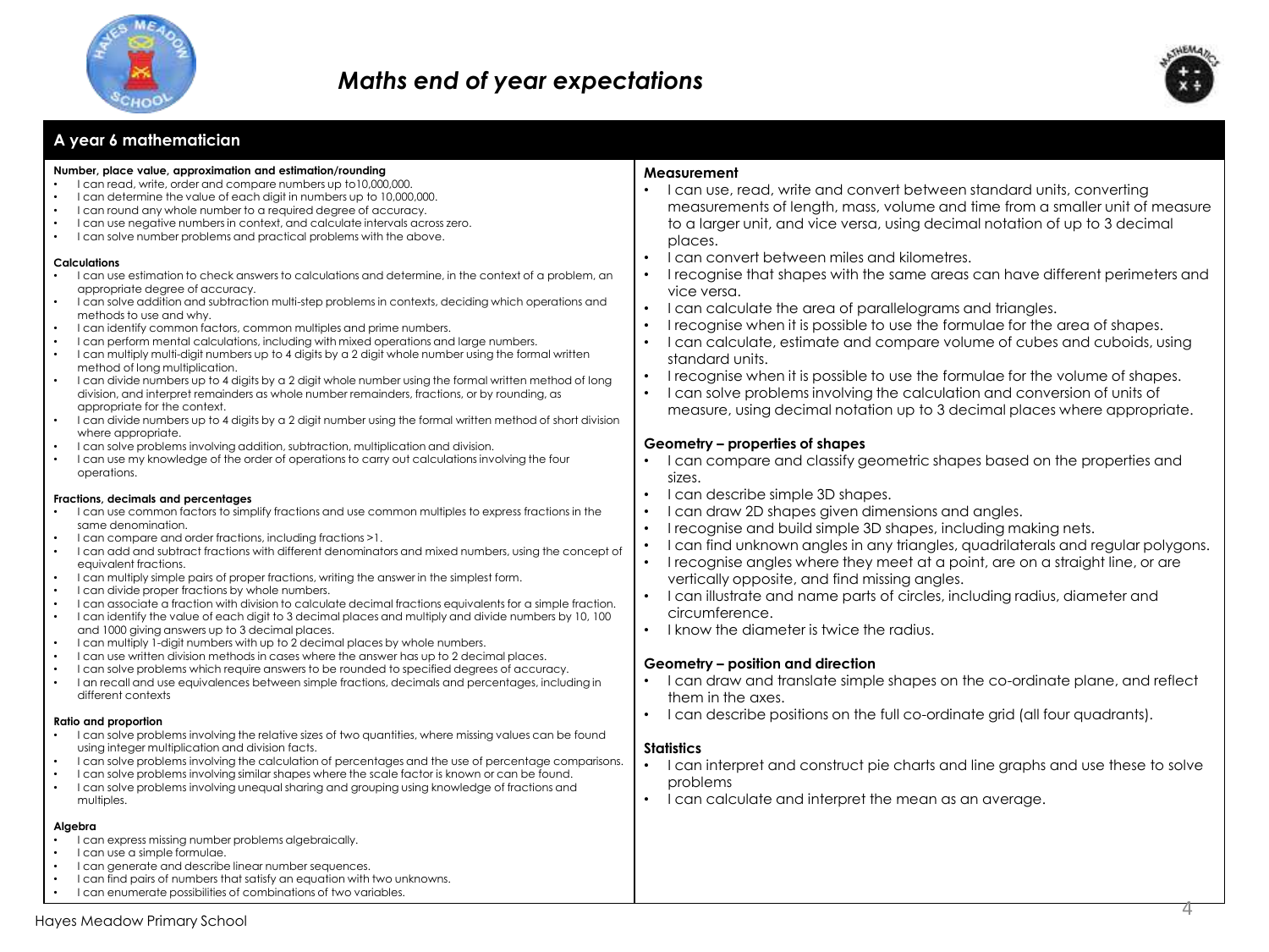# *Maths end of year expectations*

## A year 6 mathematician

### Number, place value, approximation and estimation/rounding

- I can read, write, order and compare numbers up to10,000,000.
- I can determine the value of each digit in numbers up to 10,000,000.
- I can round any whole number to a required degree of accuracy.
- I can use negative numbers in context, and calculate intervals across zero.
- I can solve number problems and practical problems with the above.

### Calculations

- I can use estimation to check answers to calculations and determine, in the context of a problem, an appropriate degree of accuracy.
- I can solve addition and subtraction multi-step problems in contexts, deciding which operations and methods to use and why.
- I can identify common factors, common multiples and prime numbers.
- I can perform mental calculations, including with mixed operations and large numbers.
- I can multiply multi-digit numbers up to 4 digits by a 2 digit whole number using the formal written method of long multiplication.
- I can divide numbers up to 4 digits by a 2 digit whole number using the formal written method of long division, and interpret remainders as whole number remainders, fractions, or by rounding, as appropriate for the context.
- I can divide numbers up to 4 digits by a 2 digit number using the formal written method of short division where appropriate.
- I can solve problems involving addition, subtraction, multiplication and division.
- I can use my knowledge of the order of operations to carry out calculations involving the four operations.

### Fractions, decimals and percentages

- I can use common factors to simplify fractions and use common multiples to express fractions in the same denomination.
- I can compare and order fractions, including fractions >1.
- I can add and subtract fractions with different denominators and mixed numbers, using the concept of equivalent fractions.
- I can multiply simple pairs of proper fractions, writing the answer in the simplest form.
- I can divide proper fractions by whole numbers.
- I can associate a fraction with division to calculate decimal fractions equivalents for a simple fraction.
- I can identify the value of each digit to 3 decimal places and multiply and divide numbers by 10, 100 and 1000 giving answers up to 3 decimal places.
- I can multiply 1-digit numbers with up to 2 decimal places by whole numbers.
- I can use written division methods in cases where the answer has up to 2 decimal places.
- I can solve problems which require answers to be rounded to specified degrees of accuracy.
- I an recall and use equivalences between simple fractions, decimals and percentages, including in different contexts

### Ratio and proportion

- I can solve problems involving the relative sizes of two quantities, where missing values can be found using integer multiplication and division facts.
- I can solve problems involving the calculation of percentages and the use of percentage comparisons.
- I can solve problems involving similar shapes where the scale factor is known or can be found.
- I can solve problems involving unequal sharing and grouping using knowledge of fractions and multiples.

### Algebra

- I can express missing number problems algebraically.
- I can use a simple formulae.
- I can generate and describe linear number sequences.
- I can find pairs of numbers that satisfy an equation with two unknowns.
- I can enumerate possibilities of combinations of two variables.

### Measurement

- I can use, read, write and convert between standard units, converting measurements of length, mass, volume and time from a smaller unit of measure to a larger unit, and vice versa, using decimal notation of up to 3 decimal places.
- I can convert between miles and kilometres.
- I recognise that shapes with the same areas can have different perimeters and vice versa.
- I can calculate the area of parallelograms and triangles.
- I recognise when it is possible to use the formulae for the area of shapes.
- I can calculate, estimate and compare volume of cubes and cuboids, using standard units.
- I recognise when it is possible to use the formulae for the volume of shapes.
- I can solve problems involving the calculation and conversion of units of measure, using decimal notation up to 3 decimal places where appropriate.

### Geometry – properties of shapes

- I can compare and classify geometric shapes based on the properties and sizes.
- I can describe simple 3D shapes.
- I can draw 2D shapes given dimensions and angles.
- I recognise and build simple 3D shapes, including making nets.
- I can find unknown angles in any triangles, quadrilaterals and regular polygons.
- I recognise angles where they meet at a point, are on a straight line, or are vertically opposite, and find missing angles.
- I can illustrate and name parts of circles, including radius, diameter and circumference.
- I know the diameter is twice the radius.

### Geometry – position and direction

- I can draw and translate simple shapes on the co-ordinate plane, and reflect them in the axes.
- I can describe positions on the full co-ordinate grid (all four quadrants).

### Statistics

- I can interpret and construct pie charts and line graphs and use these to solve problems
- I can calculate and interpret the mean as an average.